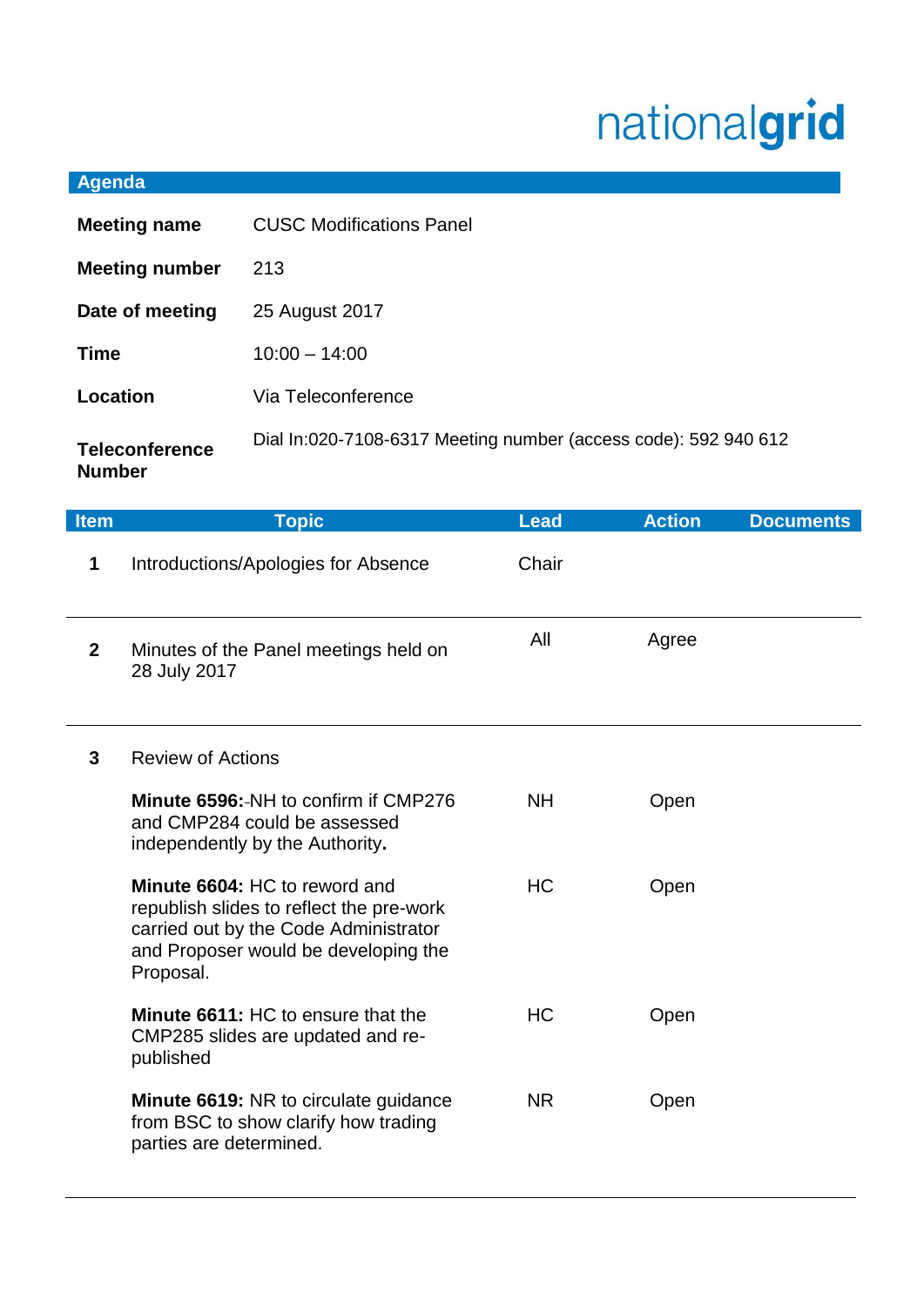nationalgrid

## Agenda

| | |
|---|---|
| **Meeting name** | CUSC Modifications Panel |
| **Meeting number** | 213 |
| **Date of meeting** | 25 August 2017 |
| **Time** | 10:00 – 14:00 |
| **Location** | Via Teleconference |
| **Teleconference Number** | Dial In:020-7108-6317 Meeting number (access code): 592 940 612 |

| Item | Topic | Lead | Action | Documents |
|---|---|---|---|---|
| 1 | Introductions/Apologies for Absence | Chair | | |
| 2 | Minutes of the Panel meetings held on 28 July 2017 | All | Agree | |
| 3 | Review of Actions | | | |
| | **Minute 6596:** NH to confirm if CMP276 and CMP284 could be assessed independently by the Authority**.** | NH | Open | |
| | **Minute 6604:** HC to reword and republish slides to reflect the pre-work carried out by the Code Administrator and Proposer would be developing the Proposal. | HC | Open | |
| | **Minute 6611:** HC to ensure that the CMP285 slides are updated and re-published | HC | Open | |
| | **Minute 6619:** NR to circulate guidance from BSC to show clarify how trading parties are determined. | NR | Open | |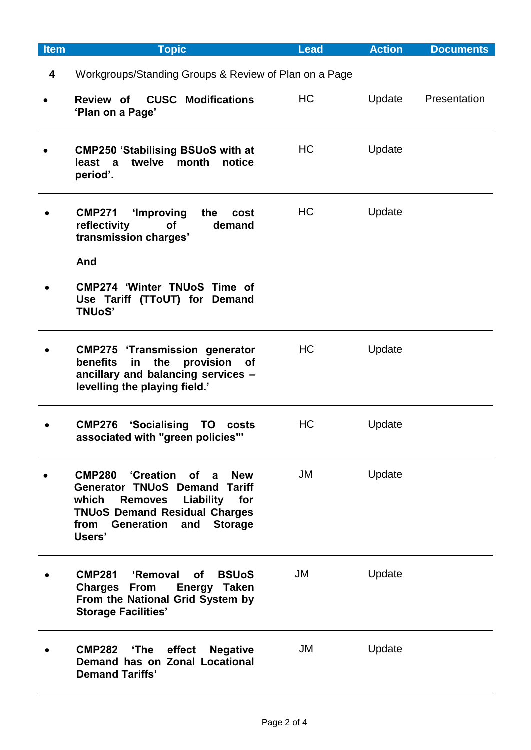| Item | Topic | Lead | Action | Documents |
|---|---|---|---|---|
| 4 | Workgroups/Standing Groups & Review of Plan on a Page | | | |
| • | **Review of CUSC Modifications 'Plan on a Page'** | HC | Update | Presentation |
| • | **CMP250 'Stabilising BSUoS with at least a twelve month notice period'.** | HC | Update | |
| • | **CMP271 'Improving the cost reflectivity of demand transmission charges'** <br><br> **And** | HC | Update | |
| • | **CMP274 'Winter TNUoS Time of Use Tariff (TToUT) for Demand TNUoS'** | | | |
| • | **CMP275 'Transmission generator benefits in the provision of ancillary and balancing services – levelling the playing field.'** | HC | Update | |
| • | **CMP276 'Socialising TO costs associated with "green policies"'** | HC | Update | |
| • | **CMP280 'Creation of a New Generator TNUoS Demand Tariff which Removes Liability for TNUoS Demand Residual Charges from Generation and Storage Users'** | JM | Update | |
| • | **CMP281 'Removal of BSUoS Charges From Energy Taken From the National Grid System by Storage Facilities'** | JM | Update | |
| • | **CMP282 'The effect Negative Demand has on Zonal Locational Demand Tariffs'** | JM | Update | |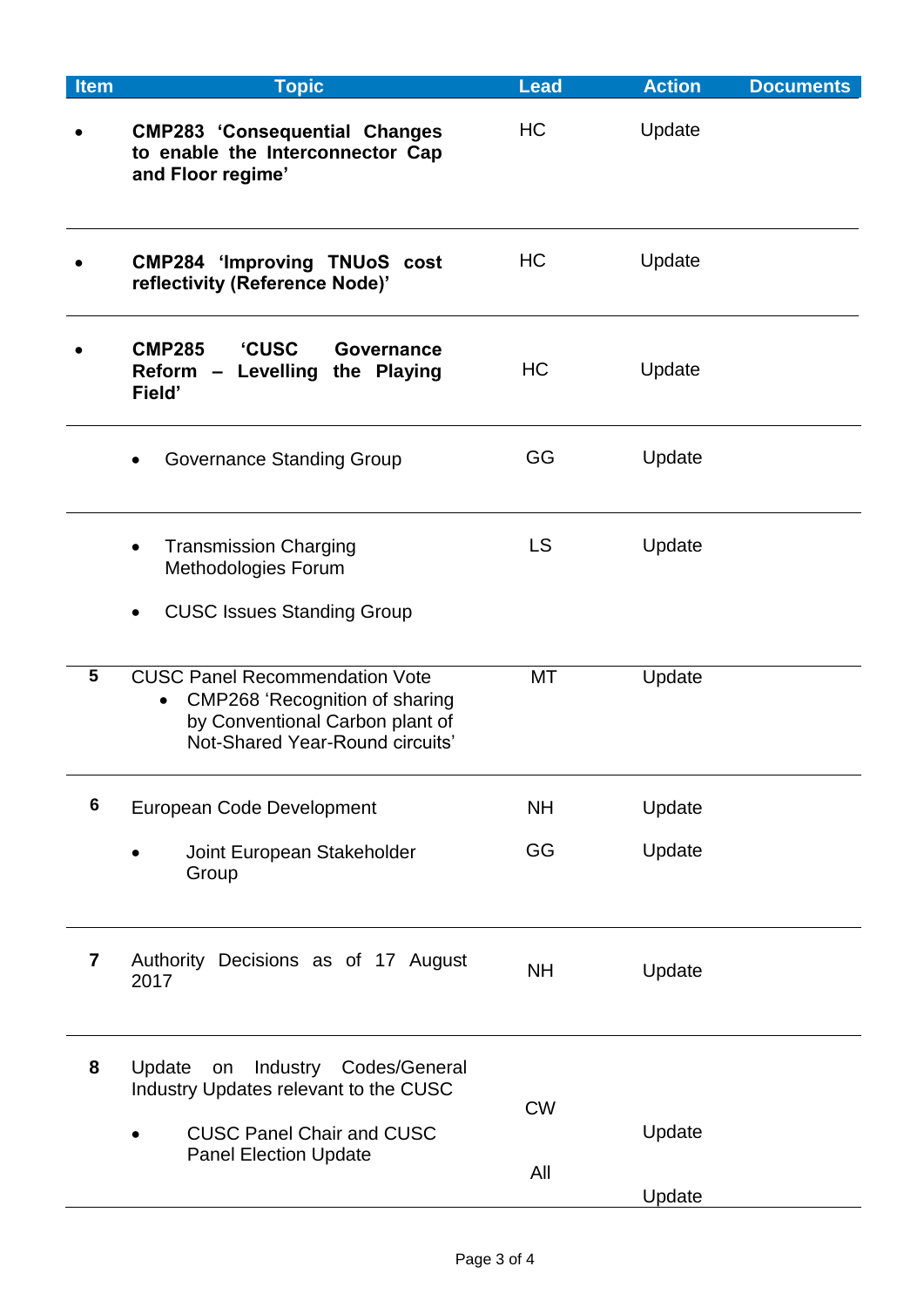| Item | Topic | Lead | Action | Documents |
|---|---|---|---|---|
| • | **CMP283 'Consequential Changes to enable the Interconnector Cap and Floor regime'** | HC | Update | |
| • | **CMP284 'Improving TNUoS cost reflectivity (Reference Node)'** | HC | Update | |
| • | **CMP285 'CUSC Governance Reform – Levelling the Playing Field'** | HC | Update | |
| | • Governance Standing Group | GG | Update | |
| | • Transmission Charging Methodologies Forum<br>• CUSC Issues Standing Group | LS | Update | |
| **5** | CUSC Panel Recommendation Vote<br>• CMP268 'Recognition of sharing by Conventional Carbon plant of Not-Shared Year-Round circuits' | MT | Update | |
| **6** | European Code Development<br>• Joint European Stakeholder Group | NH<br>GG | Update<br>Update | |
| **7** | Authority Decisions as of 17 August 2017 | NH | Update | |
| **8** | Update on Industry Codes/General Industry Updates relevant to the CUSC<br>• CUSC Panel Chair and CUSC Panel Election Update | CW<br>All | Update<br>Update | |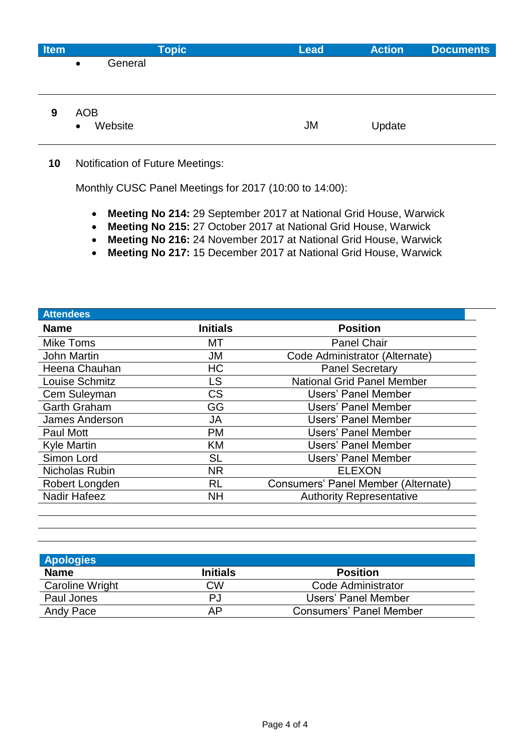| Item | Topic | Lead | Action | Documents |
|---|---|---|---|---|
| | • General | | | |
| **9** | AOB<br>• Website | JM | Update | |

**10** Notification of Future Meetings:

Monthly CUSC Panel Meetings for 2017 (10:00 to 14:00):

- **Meeting No 214:** 29 September 2017 at National Grid House, Warwick
- **Meeting No 215:** 27 October 2017 at National Grid House, Warwick
- **Meeting No 216:** 24 November 2017 at National Grid House, Warwick
- **Meeting No 217:** 15 December 2017 at National Grid House, Warwick

**Attendees**

| Name | Initials | Position |
|---|---|---|
| Mike Toms | MT | Panel Chair |
| John Martin | JM | Code Administrator (Alternate) |
| Heena Chauhan | HC | Panel Secretary |
| Louise Schmitz | LS | National Grid Panel Member |
| Cem Suleyman | CS | Users' Panel Member |
| Garth Graham | GG | Users' Panel Member |
| James Anderson | JA | Users' Panel Member |
| Paul Mott | PM | Users' Panel Member |
| Kyle Martin | KM | Users' Panel Member |
| Simon Lord | SL | Users' Panel Member |
| Nicholas Rubin | NR | ELEXON |
| Robert Longden | RL | Consumers' Panel Member (Alternate) |
| Nadir Hafeez | NH | Authority Representative |

**Apologies**

| Name | Initials | Position |
|---|---|---|
| Caroline Wright | CW | Code Administrator |
| Paul Jones | PJ | Users' Panel Member |
| Andy Pace | AP | Consumers' Panel Member |